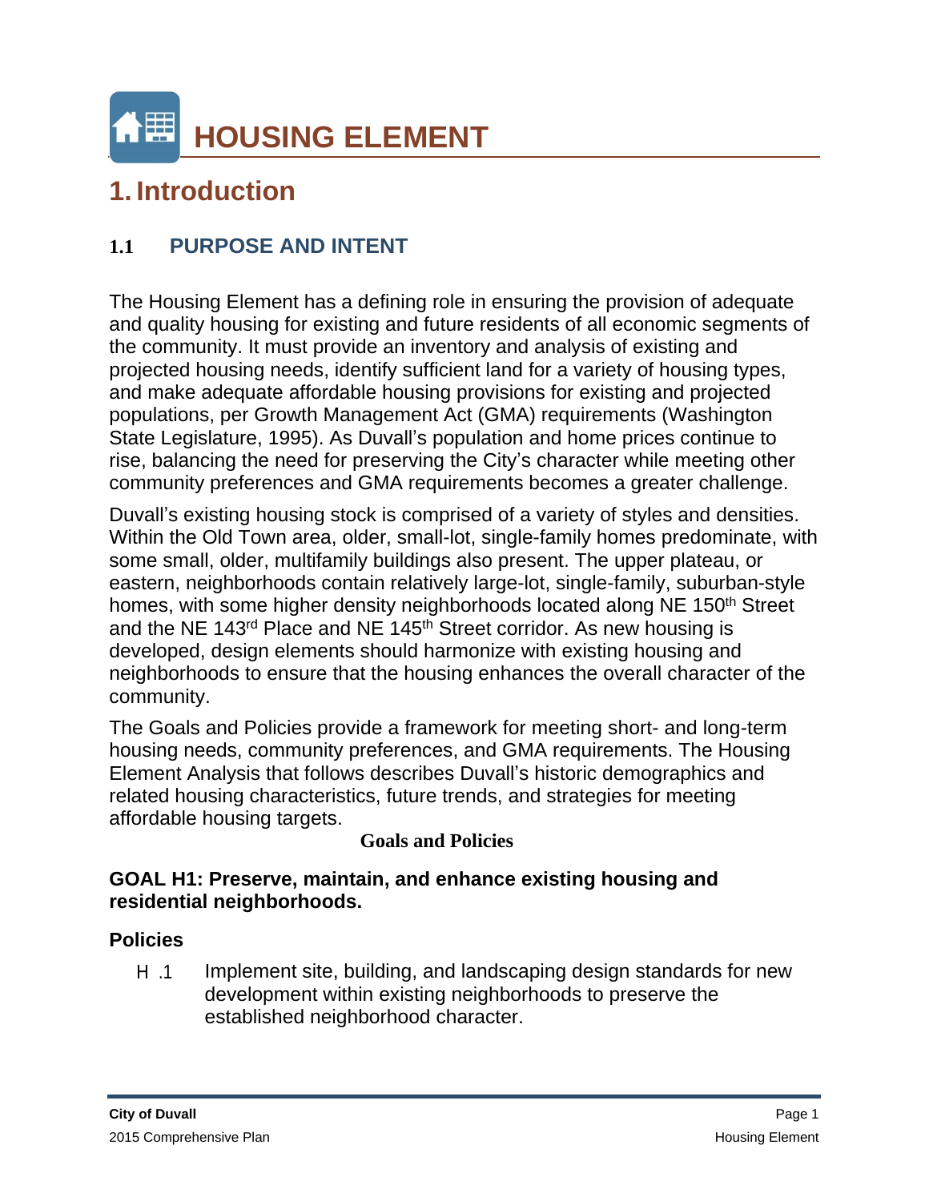# HOUSING ELEMENT

## 1. Introduction

### 1.1 PURPOSE AND INTENT

The Housing Element has a defining role in ensuring the provision of adequate and quality housing for existing and future residents of all economic segments of the community. It must provide an inventory and analysis of existing and projected housing needs, identify sufficient land for a variety of housing types, and make adequate affordable housing provisions for existing and projected populations, per Growth Management Act (GMA) requirements (Washington State Legislature, 1995). As Duvall's population and home prices continue to rise, balancing the need for preserving the City's character while meeting other community preferences and GMA requirements becomes a greater challenge.

Duvall's existing housing stock is comprised of a variety of styles and densities. Within the Old Town area, older, small-lot, single-family homes predominate, with some small, older, multifamily buildings also present. The upper plateau, or eastern, neighborhoods contain relatively large-lot, single-family, suburban-style homes, with some higher density neighborhoods located along NE 150th Street and the NE 143rd Place and NE 145th Street corridor. As new housing is developed, design elements should harmonize with existing housing and neighborhoods to ensure that the housing enhances the overall character of the community.

The Goals and Policies provide a framework for meeting short- and long-term housing needs, community preferences, and GMA requirements. The Housing Element Analysis that follows describes Duvall's historic demographics and related housing characteristics, future trends, and strategies for meeting affordable housing targets.

**Goals and Policies**

**GOAL H1: Preserve, maintain, and enhance existing housing and residential neighborhoods.**

**Policies**

H .1 Implement site, building, and landscaping design standards for new development within existing neighborhoods to preserve the established neighborhood character.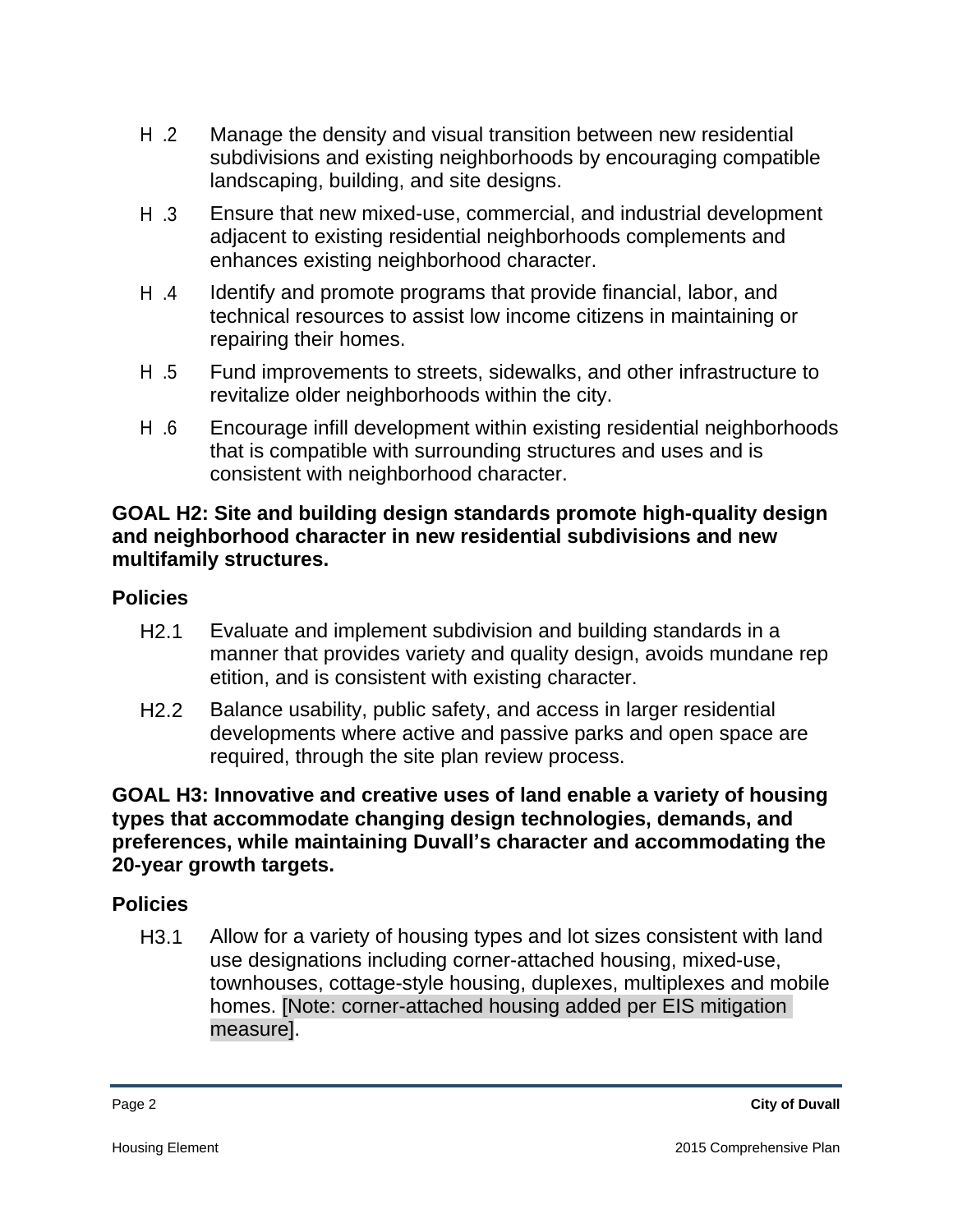H .2 Manage the density and visual transition between new residential subdivisions and existing neighborhoods by encouraging compatible landscaping, building, and site designs.

H .3 Ensure that new mixed-use, commercial, and industrial development adjacent to existing residential neighborhoods complements and enhances existing neighborhood character.

H .4 Identify and promote programs that provide financial, labor, and technical resources to assist low income citizens in maintaining or repairing their homes.

H .5 Fund improvements to streets, sidewalks, and other infrastructure to revitalize older neighborhoods within the city.

H .6 Encourage infill development within existing residential neighborhoods that is compatible with surrounding structures and uses and is consistent with neighborhood character.

**GOAL H2: Site and building design standards promote high-quality design and neighborhood character in new residential subdivisions and new multifamily structures.**

**Policies**

H2.1 Evaluate and implement subdivision and building standards in a manner that provides variety and quality design, avoids mundane rep etition, and is consistent with existing character.

H2.2 Balance usability, public safety, and access in larger residential developments where active and passive parks and open space are required, through the site plan review process.

**GOAL H3: Innovative and creative uses of land enable a variety of housing types that accommodate changing design technologies, demands, and preferences, while maintaining Duvall's character and accommodating the 20-year growth targets.**

**Policies**

H3.1 Allow for a variety of housing types and lot sizes consistent with land use designations including corner-attached housing, mixed-use, townhouses, cottage-style housing, duplexes, multiplexes and mobile homes. [Note: corner-attached housing added per EIS mitigation measure].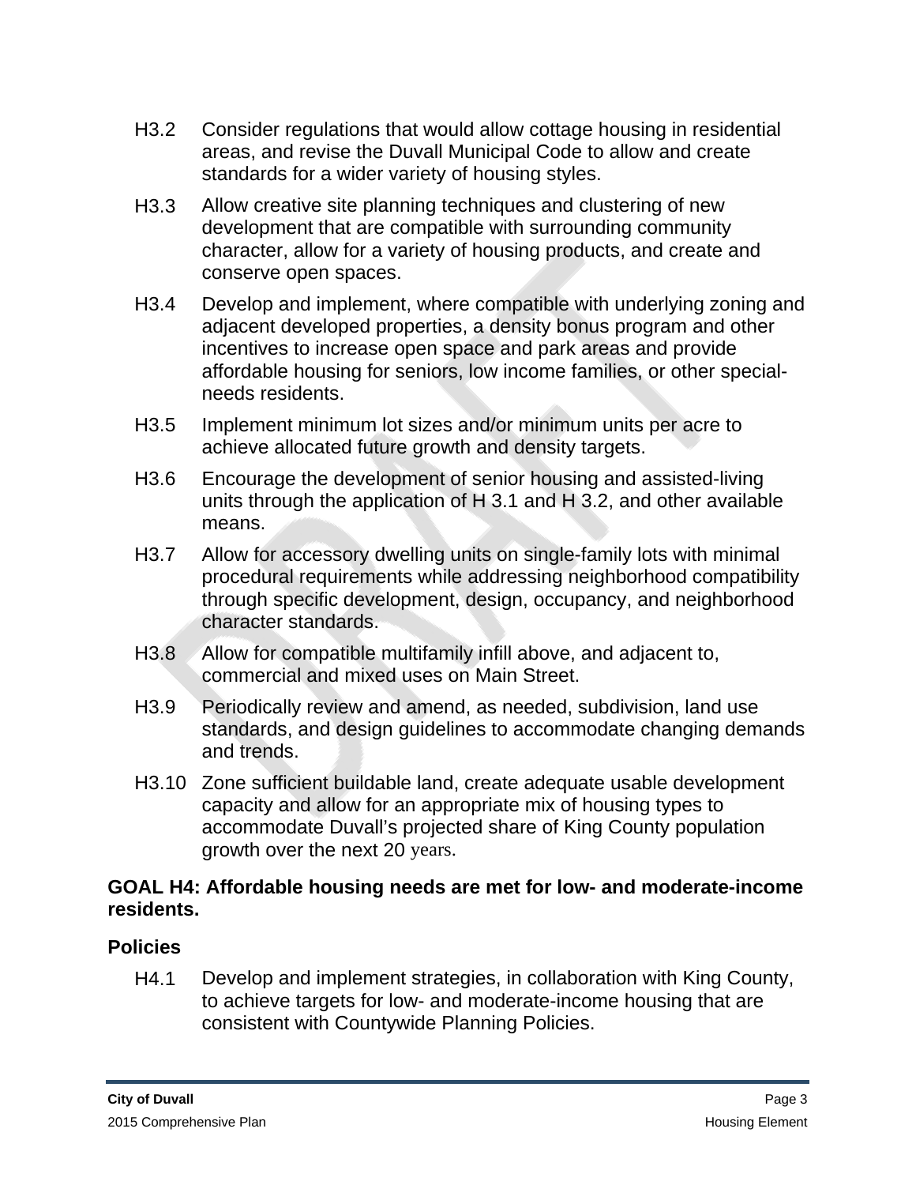H3.2 Consider regulations that would allow cottage housing in residential areas, and revise the Duvall Municipal Code to allow and create standards for a wider variety of housing styles.

H3.3 Allow creative site planning techniques and clustering of new development that are compatible with surrounding community character, allow for a variety of housing products, and create and conserve open spaces.

H3.4 Develop and implement, where compatible with underlying zoning and adjacent developed properties, a density bonus program and other incentives to increase open space and park areas and provide affordable housing for seniors, low income families, or other special-needs residents.

H3.5 Implement minimum lot sizes and/or minimum units per acre to achieve allocated future growth and density targets.

H3.6 Encourage the development of senior housing and assisted-living units through the application of H 3.1 and H 3.2, and other available means.

H3.7 Allow for accessory dwelling units on single-family lots with minimal procedural requirements while addressing neighborhood compatibility through specific development, design, occupancy, and neighborhood character standards.

H3.8 Allow for compatible multifamily infill above, and adjacent to, commercial and mixed uses on Main Street.

H3.9 Periodically review and amend, as needed, subdivision, land use standards, and design guidelines to accommodate changing demands and trends.

H3.10 Zone sufficient buildable land, create adequate usable development capacity and allow for an appropriate mix of housing types to accommodate Duvall's projected share of King County population growth over the next 20 years.

**GOAL H4: Affordable housing needs are met for low- and moderate-income residents.**

### Policies

H4.1 Develop and implement strategies, in collaboration with King County, to achieve targets for low- and moderate-income housing that are consistent with Countywide Planning Policies.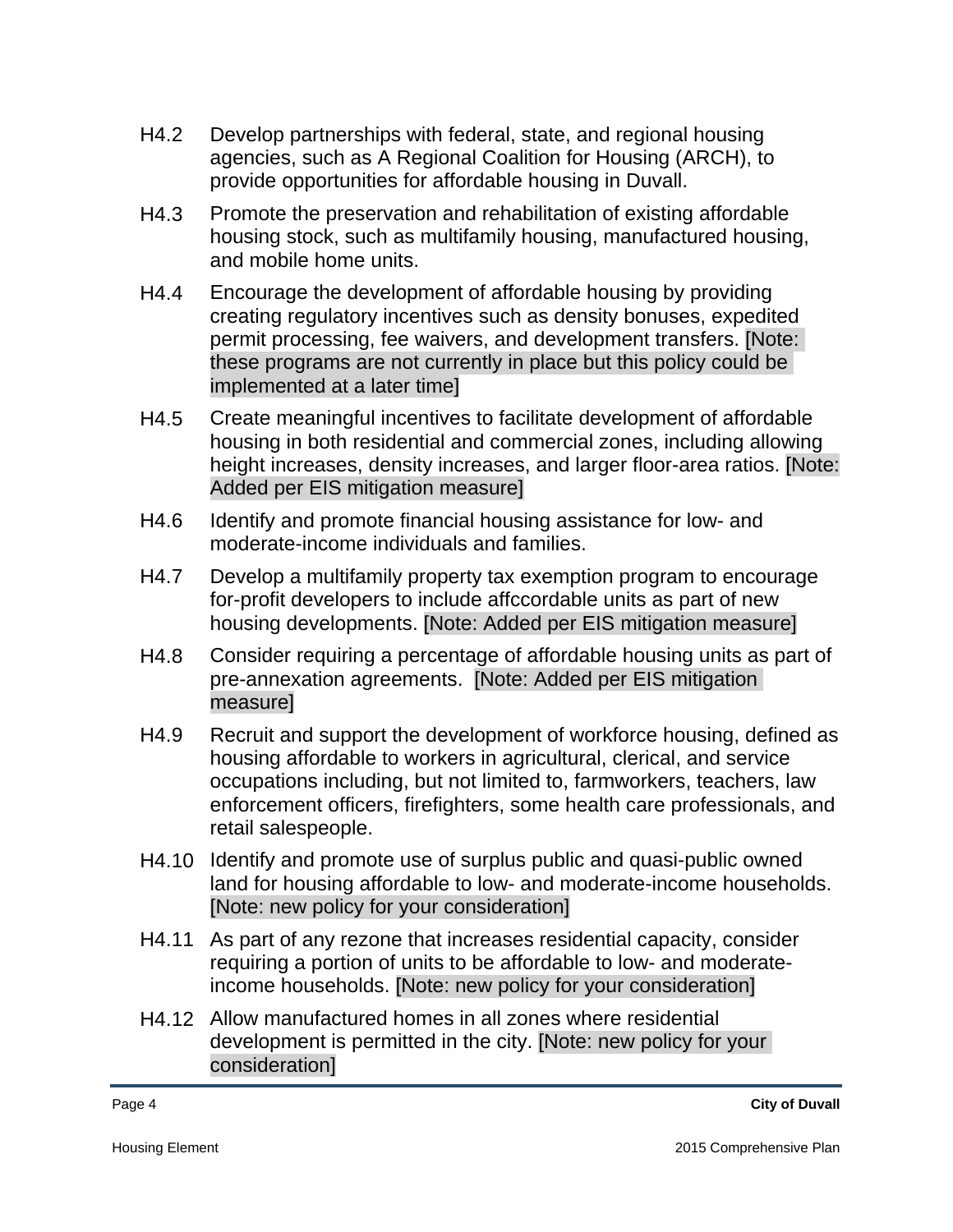H4.2 Develop partnerships with federal, state, and regional housing agencies, such as A Regional Coalition for Housing (ARCH), to provide opportunities for affordable housing in Duvall.

H4.3 Promote the preservation and rehabilitation of existing affordable housing stock, such as multifamily housing, manufactured housing, and mobile home units.

H4.4 Encourage the development of affordable housing by providing creating regulatory incentives such as density bonuses, expedited permit processing, fee waivers, and development transfers. [Note: these programs are not currently in place but this policy could be implemented at a later time]

H4.5 Create meaningful incentives to facilitate development of affordable housing in both residential and commercial zones, including allowing height increases, density increases, and larger floor-area ratios. [Note: Added per EIS mitigation measure]

H4.6 Identify and promote financial housing assistance for low- and moderate-income individuals and families.

H4.7 Develop a multifamily property tax exemption program to encourage for-profit developers to include affccordable units as part of new housing developments. [Note: Added per EIS mitigation measure]

H4.8 Consider requiring a percentage of affordable housing units as part of pre-annexation agreements. [Note: Added per EIS mitigation measure]

H4.9 Recruit and support the development of workforce housing, defined as housing affordable to workers in agricultural, clerical, and service occupations including, but not limited to, farmworkers, teachers, law enforcement officers, firefighters, some health care professionals, and retail salespeople.

H4.10 Identify and promote use of surplus public and quasi-public owned land for housing affordable to low- and moderate-income households. [Note: new policy for your consideration]

H4.11 As part of any rezone that increases residential capacity, consider requiring a portion of units to be affordable to low- and moderate-income households. [Note: new policy for your consideration]

H4.12 Allow manufactured homes in all zones where residential development is permitted in the city. [Note: new policy for your consideration]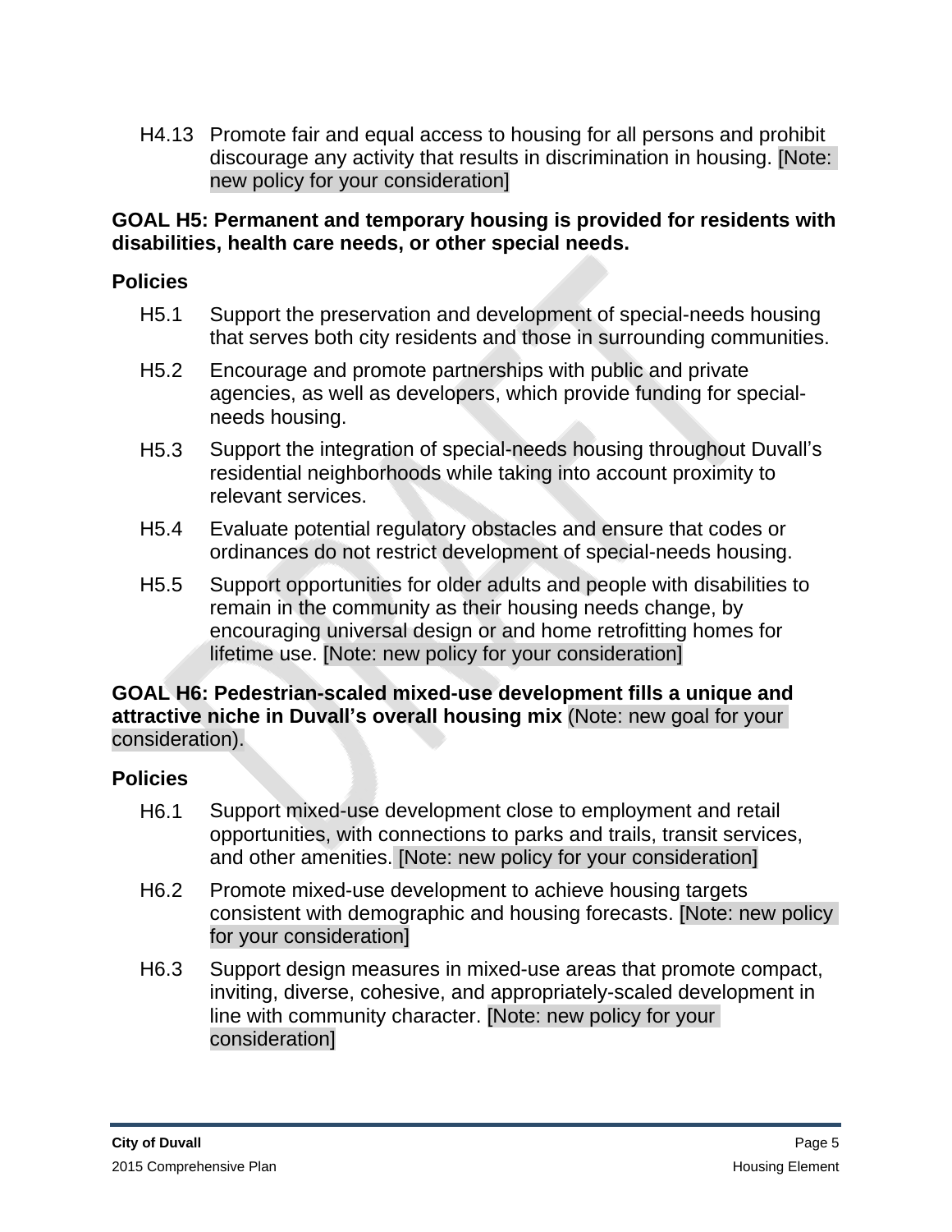H4.13 Promote fair and equal access to housing for all persons and prohibit discourage any activity that results in discrimination in housing. [Note: new policy for your consideration]

**GOAL H5: Permanent and temporary housing is provided for residents with disabilities, health care needs, or other special needs.**

**Policies**

H5.1 Support the preservation and development of special-needs housing that serves both city residents and those in surrounding communities.

H5.2 Encourage and promote partnerships with public and private agencies, as well as developers, which provide funding for special-needs housing.

H5.3 Support the integration of special-needs housing throughout Duvall's residential neighborhoods while taking into account proximity to relevant services.

H5.4 Evaluate potential regulatory obstacles and ensure that codes or ordinances do not restrict development of special-needs housing.

H5.5 Support opportunities for older adults and people with disabilities to remain in the community as their housing needs change, by encouraging universal design or and home retrofitting homes for lifetime use. [Note: new policy for your consideration]

**GOAL H6: Pedestrian-scaled mixed-use development fills a unique and attractive niche in Duvall's overall housing mix** (Note: new goal for your consideration).

**Policies**

H6.1 Support mixed-use development close to employment and retail opportunities, with connections to parks and trails, transit services, and other amenities. [Note: new policy for your consideration]

H6.2 Promote mixed-use development to achieve housing targets consistent with demographic and housing forecasts. [Note: new policy for your consideration]

H6.3 Support design measures in mixed-use areas that promote compact, inviting, diverse, cohesive, and appropriately-scaled development in line with community character. [Note: new policy for your consideration]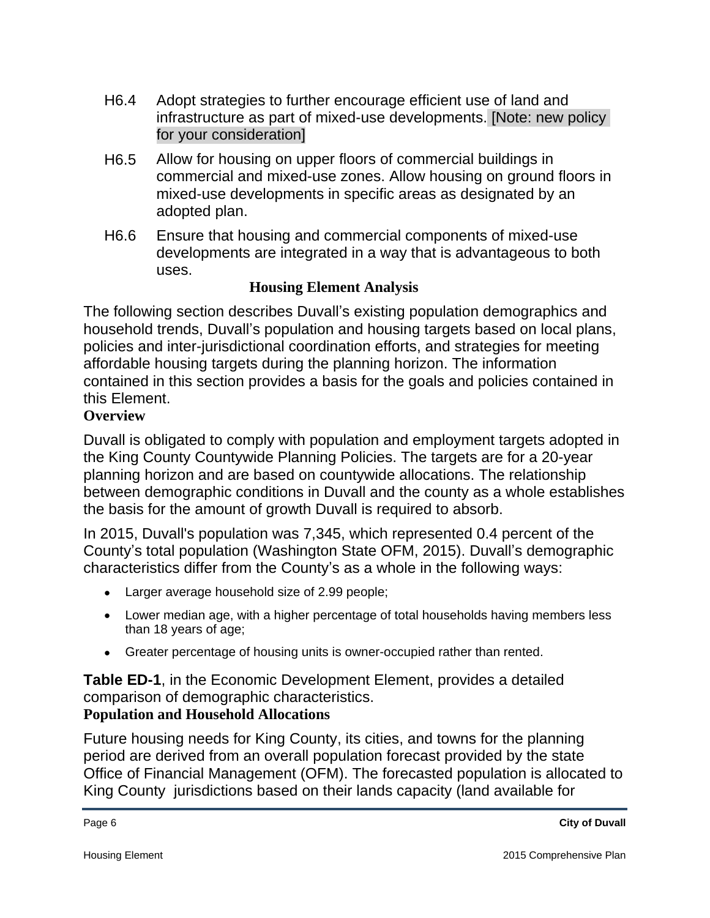H6.4 Adopt strategies to further encourage efficient use of land and infrastructure as part of mixed-use developments. [Note: new policy for your consideration]

H6.5 Allow for housing on upper floors of commercial buildings in commercial and mixed-use zones. Allow housing on ground floors in mixed-use developments in specific areas as designated by an adopted plan.

H6.6 Ensure that housing and commercial components of mixed-use developments are integrated in a way that is advantageous to both uses.

## Housing Element Analysis

The following section describes Duvall's existing population demographics and household trends, Duvall's population and housing targets based on local plans, policies and inter-jurisdictional coordination efforts, and strategies for meeting affordable housing targets during the planning horizon. The information contained in this section provides a basis for the goals and policies contained in this Element.

### Overview

Duvall is obligated to comply with population and employment targets adopted in the King County Countywide Planning Policies. The targets are for a 20-year planning horizon and are based on countywide allocations. The relationship between demographic conditions in Duvall and the county as a whole establishes the basis for the amount of growth Duvall is required to absorb.

In 2015, Duvall's population was 7,345, which represented 0.4 percent of the County's total population (Washington State OFM, 2015). Duvall's demographic characteristics differ from the County's as a whole in the following ways:

- Larger average household size of 2.99 people;
- Lower median age, with a higher percentage of total households having members less than 18 years of age;
- Greater percentage of housing units is owner-occupied rather than rented.

**Table ED-1**, in the Economic Development Element, provides a detailed comparison of demographic characteristics.

### Population and Household Allocations

Future housing needs for King County, its cities, and towns for the planning period are derived from an overall population forecast provided by the state Office of Financial Management (OFM). The forecasted population is allocated to King County jurisdictions based on their lands capacity (land available for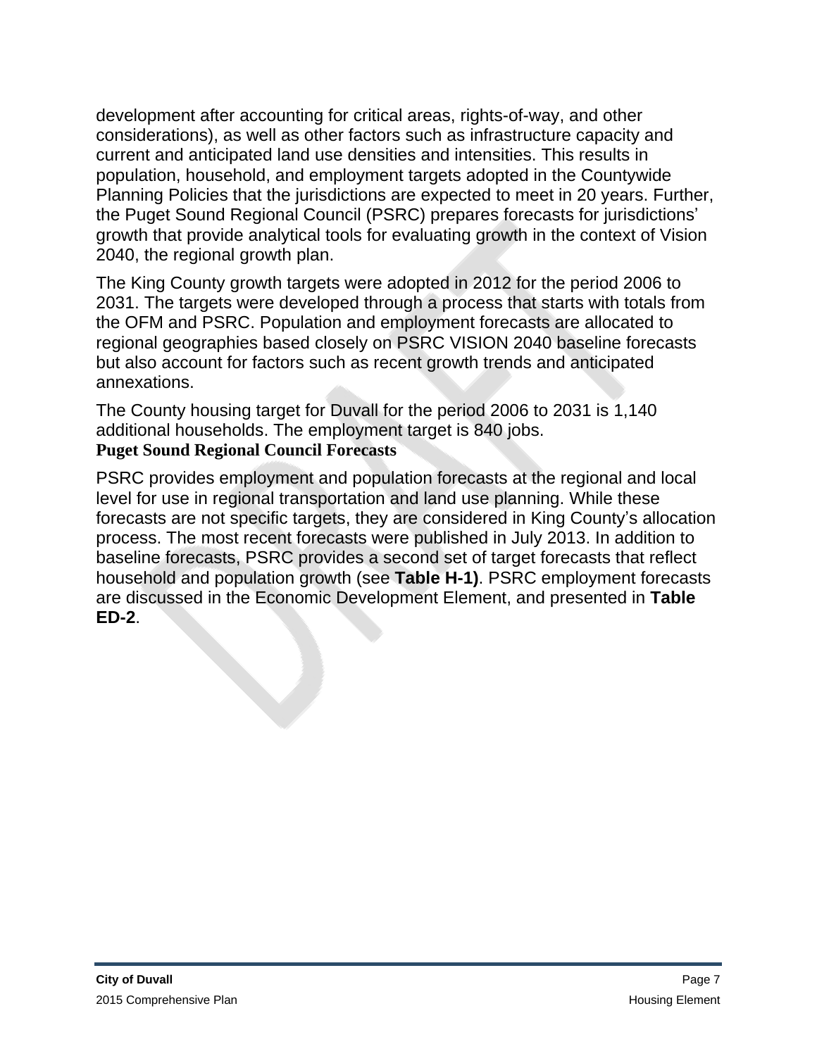development after accounting for critical areas, rights-of-way, and other considerations), as well as other factors such as infrastructure capacity and current and anticipated land use densities and intensities. This results in population, household, and employment targets adopted in the Countywide Planning Policies that the jurisdictions are expected to meet in 20 years. Further, the Puget Sound Regional Council (PSRC) prepares forecasts for jurisdictions' growth that provide analytical tools for evaluating growth in the context of Vision 2040, the regional growth plan.

The King County growth targets were adopted in 2012 for the period 2006 to 2031. The targets were developed through a process that starts with totals from the OFM and PSRC. Population and employment forecasts are allocated to regional geographies based closely on PSRC VISION 2040 baseline forecasts but also account for factors such as recent growth trends and anticipated annexations.

The County housing target for Duvall for the period 2006 to 2031 is 1,140 additional households. The employment target is 840 jobs.

### Puget Sound Regional Council Forecasts

PSRC provides employment and population forecasts at the regional and local level for use in regional transportation and land use planning. While these forecasts are not specific targets, they are considered in King County's allocation process. The most recent forecasts were published in July 2013. In addition to baseline forecasts, PSRC provides a second set of target forecasts that reflect household and population growth (see **Table H-1)**. PSRC employment forecasts are discussed in the Economic Development Element, and presented in **Table ED-2**.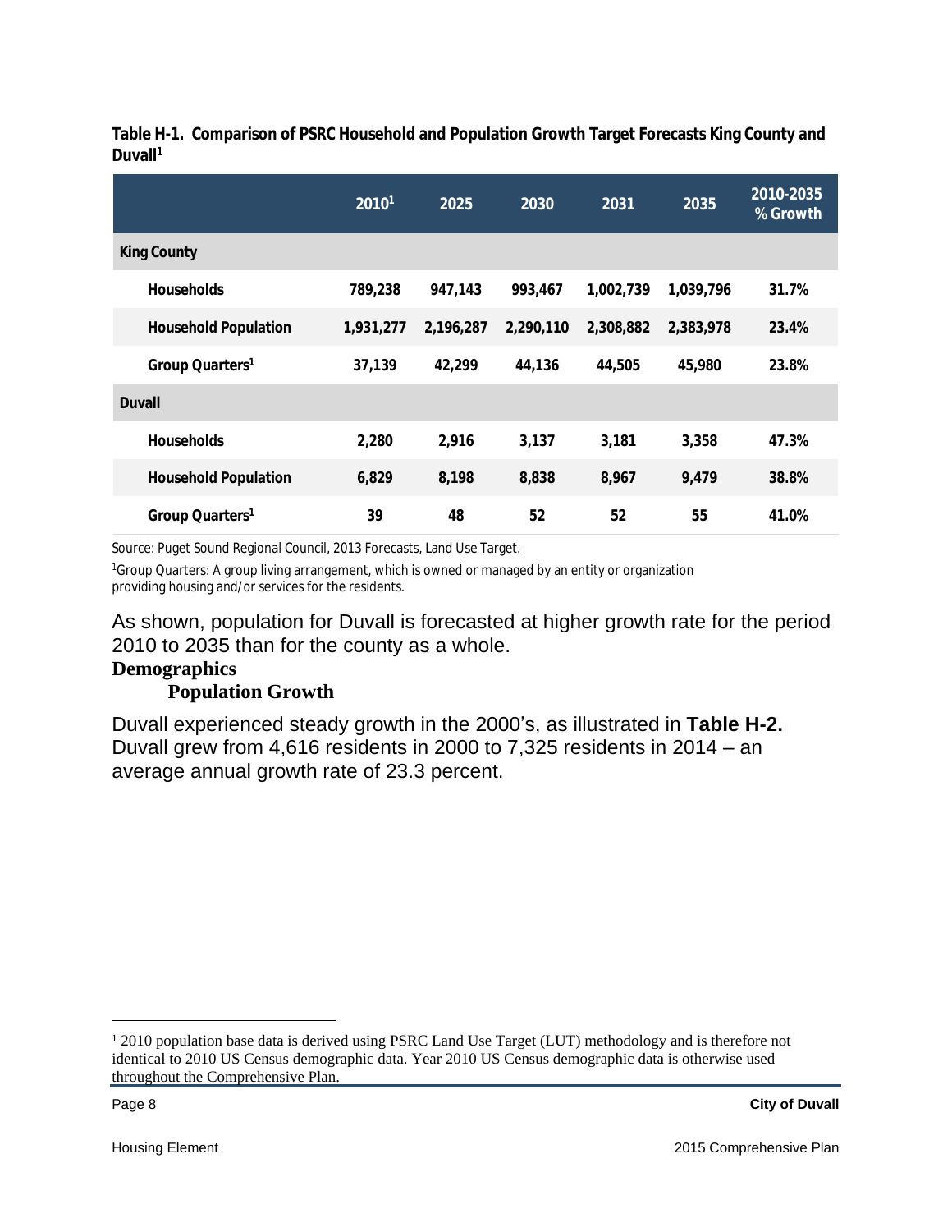**Table H-1. Comparison of PSRC Household and Population Growth Target Forecasts King County and Duvall[1]**

| | 2010[1] | 2025 | 2030 | 2031 | 2035 | 2010-2035 % Growth |
|---|---|---|---|---|---|---|
| **King County** | | | | | | |
| Households | 789,238 | 947,143 | 993,467 | 1,002,739 | 1,039,796 | 31.7% |
| Household Population | 1,931,277 | 2,196,287 | 2,290,110 | 2,308,882 | 2,383,978 | 23.4% |
| Group Quarters[1] | 37,139 | 42,299 | 44,136 | 44,505 | 45,980 | 23.8% |
| **Duvall** | | | | | | |
| Households | 2,280 | 2,916 | 3,137 | 3,181 | 3,358 | 47.3% |
| Household Population | 6,829 | 8,198 | 8,838 | 8,967 | 9,479 | 38.8% |
| Group Quarters[1] | 39 | 48 | 52 | 52 | 55 | 41.0% |

Source: Puget Sound Regional Council, 2013 Forecasts, Land Use Target.

[1]Group Quarters: A group living arrangement, which is owned or managed by an entity or organization providing housing and/or services for the residents.

As shown, population for Duvall is forecasted at higher growth rate for the period 2010 to 2035 than for the county as a whole.

## Demographics

### Population Growth

Duvall experienced steady growth in the 2000's, as illustrated in **Table H-2.** Duvall grew from 4,616 residents in 2000 to 7,325 residents in 2014 – an average annual growth rate of 23.3 percent.

[1] 2010 population base data is derived using PSRC Land Use Target (LUT) methodology and is therefore not identical to 2010 US Census demographic data. Year 2010 US Census demographic data is otherwise used throughout the Comprehensive Plan.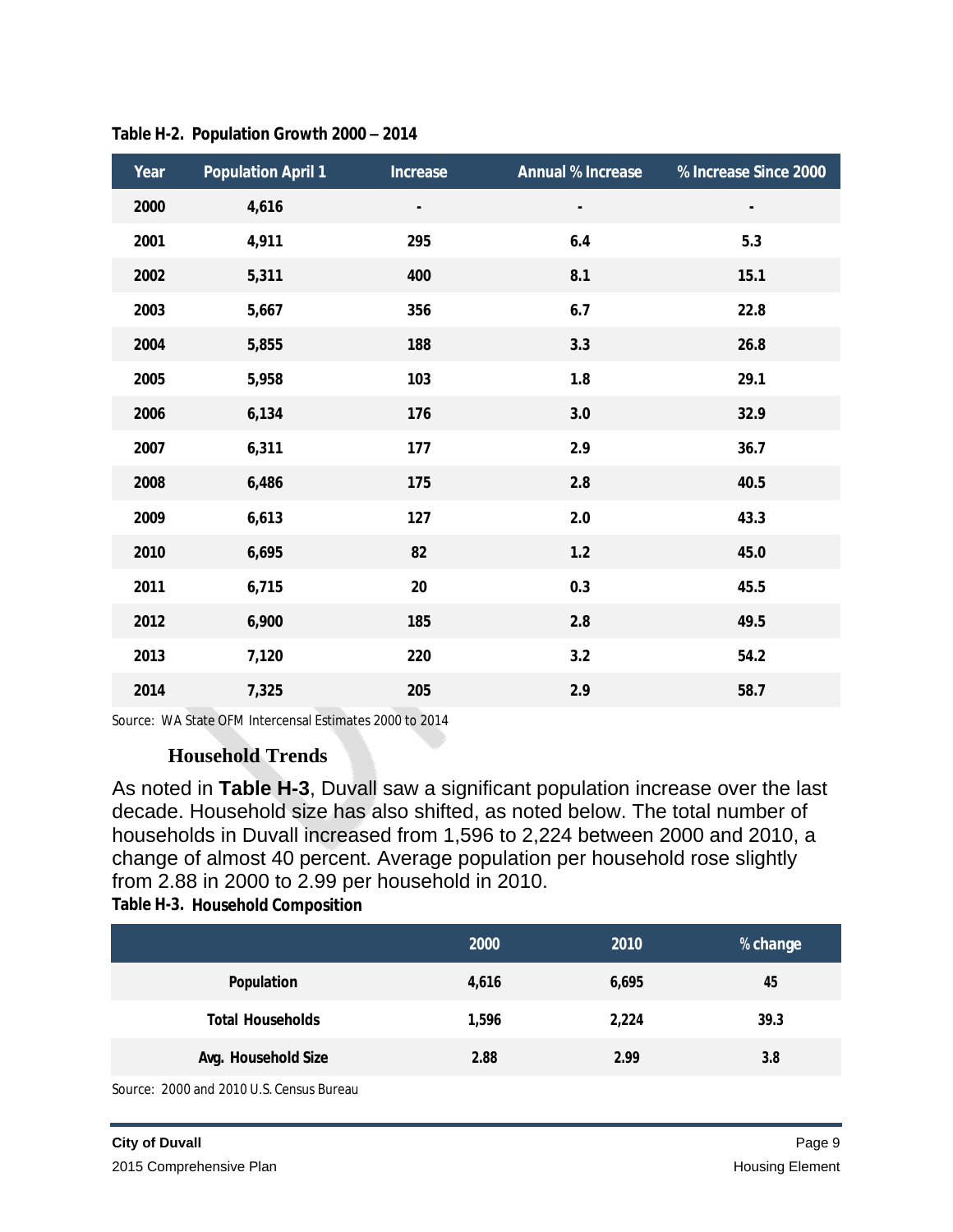**Table H-2. Population Growth 2000 – 2014**

| Year | Population April 1 | Increase | Annual % Increase | % Increase Since 2000 |
|---|---|---|---|---|
| 2000 | 4,616 | - | - | - |
| 2001 | 4,911 | 295 | 6.4 | 5.3 |
| 2002 | 5,311 | 400 | 8.1 | 15.1 |
| 2003 | 5,667 | 356 | 6.7 | 22.8 |
| 2004 | 5,855 | 188 | 3.3 | 26.8 |
| 2005 | 5,958 | 103 | 1.8 | 29.1 |
| 2006 | 6,134 | 176 | 3.0 | 32.9 |
| 2007 | 6,311 | 177 | 2.9 | 36.7 |
| 2008 | 6,486 | 175 | 2.8 | 40.5 |
| 2009 | 6,613 | 127 | 2.0 | 43.3 |
| 2010 | 6,695 | 82 | 1.2 | 45.0 |
| 2011 | 6,715 | 20 | 0.3 | 45.5 |
| 2012 | 6,900 | 185 | 2.8 | 49.5 |
| 2013 | 7,120 | 220 | 3.2 | 54.2 |
| 2014 | 7,325 | 205 | 2.9 | 58.7 |

Source: WA State OFM Intercensal Estimates 2000 to 2014

### Household Trends

As noted in **Table H-3**, Duvall saw a significant population increase over the last decade. Household size has also shifted, as noted below. The total number of households in Duvall increased from 1,596 to 2,224 between 2000 and 2010, a change of almost 40 percent. Average population per household rose slightly from 2.88 in 2000 to 2.99 per household in 2010.

**Table H-3. Household Composition**

| | 2000 | 2010 | % change |
|---|---|---|---|
| Population | 4,616 | 6,695 | 45 |
| Total Households | 1,596 | 2,224 | 39.3 |
| Avg. Household Size | 2.88 | 2.99 | 3.8 |

Source: 2000 and 2010 U.S. Census Bureau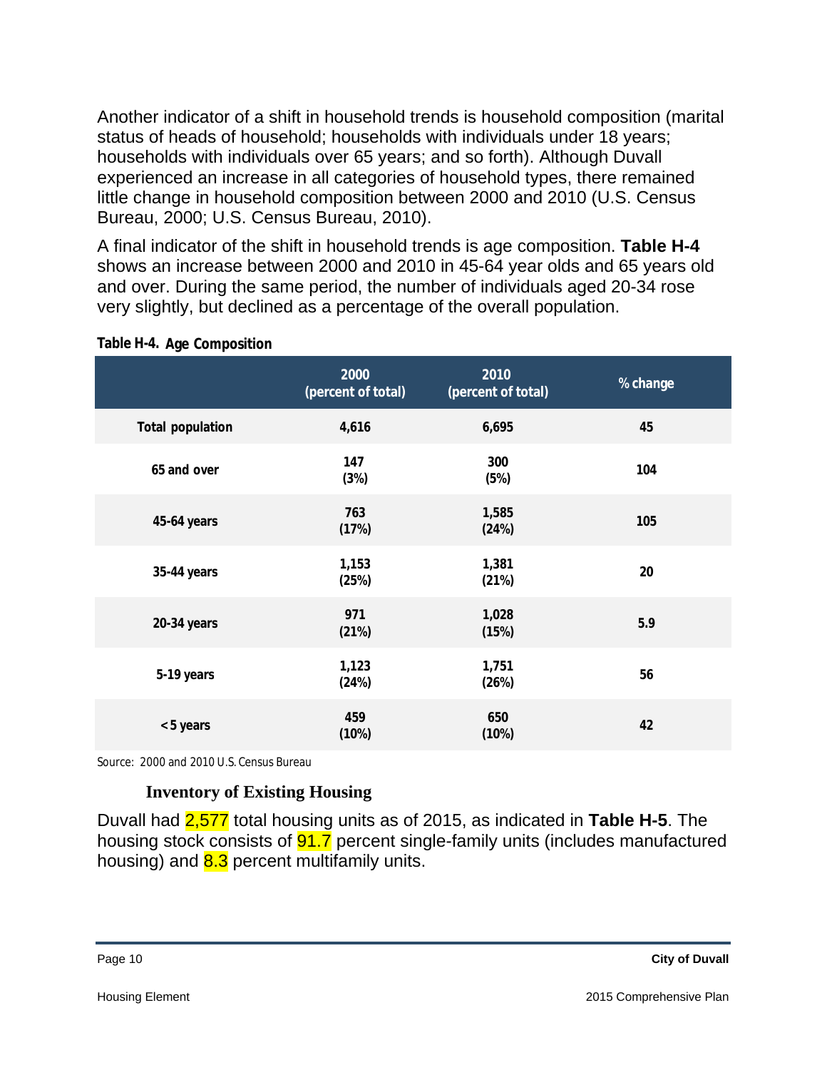Another indicator of a shift in household trends is household composition (marital status of heads of household; households with individuals under 18 years; households with individuals over 65 years; and so forth). Although Duvall experienced an increase in all categories of household types, there remained little change in household composition between 2000 and 2010 (U.S. Census Bureau, 2000; U.S. Census Bureau, 2010).

A final indicator of the shift in household trends is age composition. **Table H-4** shows an increase between 2000 and 2010 in 45-64 year olds and 65 years old and over. During the same period, the number of individuals aged 20-34 rose very slightly, but declined as a percentage of the overall population.

**Table H-4. Age Composition**

| | 2000 (percent of total) | 2010 (percent of total) | % change |
|---|---|---|---|
| Total population | 4,616 | 6,695 | 45 |
| 65 and over | 147 (3%) | 300 (5%) | 104 |
| 45-64 years | 763 (17%) | 1,585 (24%) | 105 |
| 35-44 years | 1,153 (25%) | 1,381 (21%) | 20 |
| 20-34 years | 971 (21%) | 1,028 (15%) | 5.9 |
| 5-19 years | 1,123 (24%) | 1,751 (26%) | 56 |
| < 5 years | 459 (10%) | 650 (10%) | 42 |

Source: 2000 and 2010 U.S. Census Bureau

### Inventory of Existing Housing

Duvall had 2,577 total housing units as of 2015, as indicated in **Table H-5**. The housing stock consists of 91.7 percent single-family units (includes manufactured housing) and 8.3 percent multifamily units.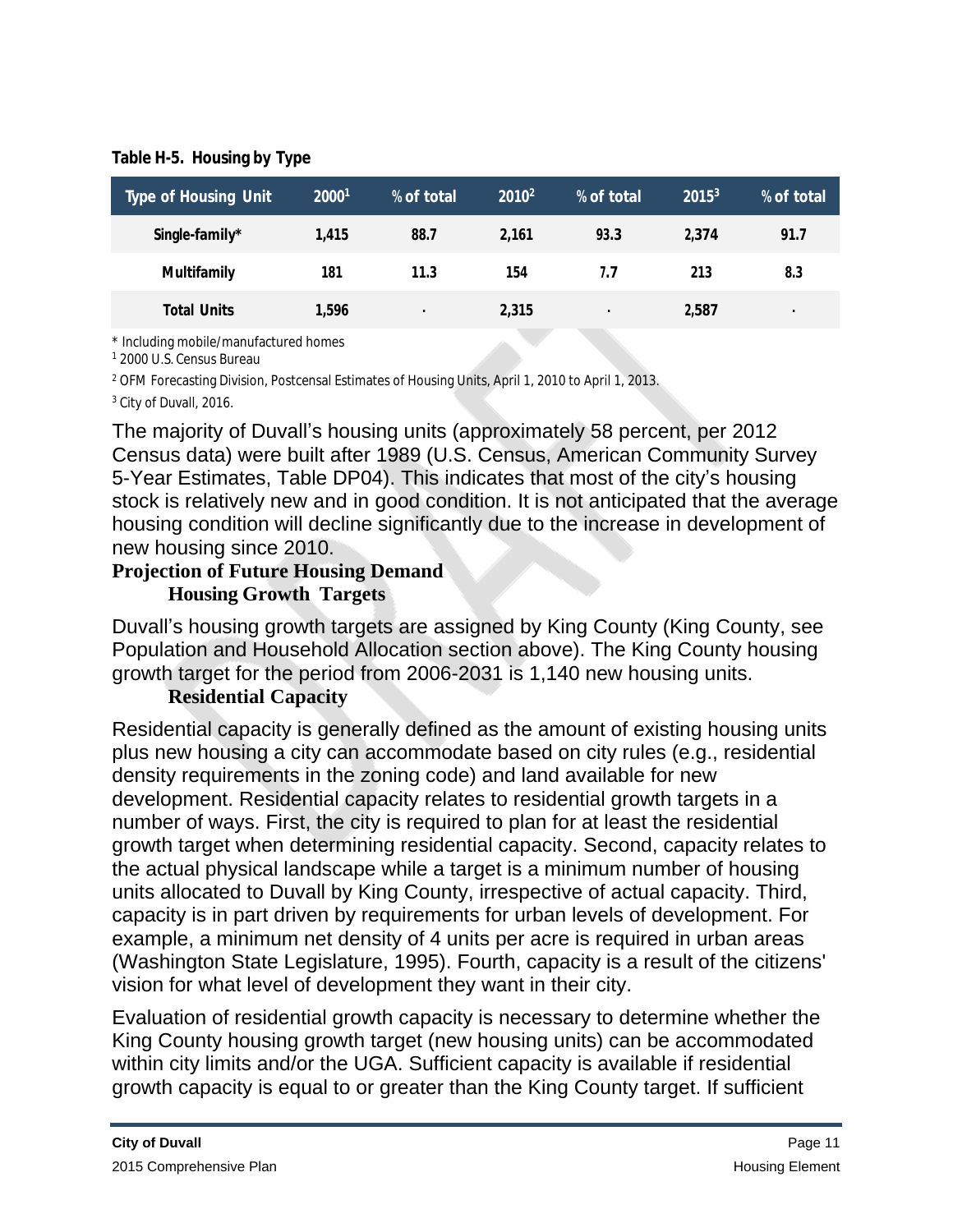**Table H-5. Housing by Type**

| Type of Housing Unit | 2000[1] | % of total | 2010[2] | % of total | 2015[3] | % of total |
|---|---|---|---|---|---|---|
| Single-family* | 1,415 | 88.7 | 2,161 | 93.3 | 2,374 | 91.7 |
| Multifamily | 181 | 11.3 | 154 | 7.7 | 213 | 8.3 |
| Total Units | 1,596 | - | 2,315 | - | 2,587 | - |

\* Including mobile/manufactured homes

[1] 2000 U.S. Census Bureau

[2] OFM Forecasting Division, Postcensal Estimates of Housing Units, April 1, 2010 to April 1, 2013.

[3] City of Duvall, 2016.

The majority of Duvall's housing units (approximately 58 percent, per 2012 Census data) were built after 1989 (U.S. Census, American Community Survey 5-Year Estimates, Table DP04). This indicates that most of the city's housing stock is relatively new and in good condition. It is not anticipated that the average housing condition will decline significantly due to the increase in development of new housing since 2010.

## Projection of Future Housing Demand

### Housing Growth Targets

Duvall's housing growth targets are assigned by King County (King County, see Population and Household Allocation section above). The King County housing growth target for the period from 2006-2031 is 1,140 new housing units.

### Residential Capacity

Residential capacity is generally defined as the amount of existing housing units plus new housing a city can accommodate based on city rules (e.g., residential density requirements in the zoning code) and land available for new development. Residential capacity relates to residential growth targets in a number of ways. First, the city is required to plan for at least the residential growth target when determining residential capacity. Second, capacity relates to the actual physical landscape while a target is a minimum number of housing units allocated to Duvall by King County, irrespective of actual capacity. Third, capacity is in part driven by requirements for urban levels of development. For example, a minimum net density of 4 units per acre is required in urban areas (Washington State Legislature, 1995). Fourth, capacity is a result of the citizens' vision for what level of development they want in their city.

Evaluation of residential growth capacity is necessary to determine whether the King County housing growth target (new housing units) can be accommodated within city limits and/or the UGA. Sufficient capacity is available if residential growth capacity is equal to or greater than the King County target. If sufficient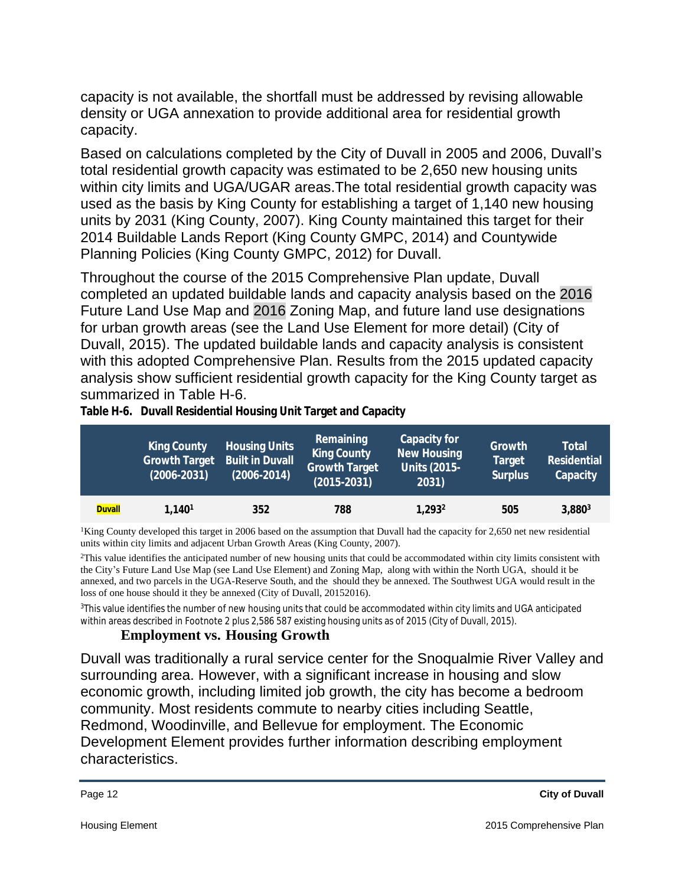capacity is not available, the shortfall must be addressed by revising allowable density or UGA annexation to provide additional area for residential growth capacity.

Based on calculations completed by the City of Duvall in 2005 and 2006, Duvall's total residential growth capacity was estimated to be 2,650 new housing units within city limits and UGA/UGAR areas.The total residential growth capacity was used as the basis by King County for establishing a target of 1,140 new housing units by 2031 (King County, 2007). King County maintained this target for their 2014 Buildable Lands Report (King County GMPC, 2014) and Countywide Planning Policies (King County GMPC, 2012) for Duvall.

Throughout the course of the 2015 Comprehensive Plan update, Duvall completed an updated buildable lands and capacity analysis based on the 2016 Future Land Use Map and 2016 Zoning Map, and future land use designations for urban growth areas (see the Land Use Element for more detail) (City of Duvall, 2015). The updated buildable lands and capacity analysis is consistent with this adopted Comprehensive Plan. Results from the 2015 updated capacity analysis show sufficient residential growth capacity for the King County target as summarized in Table H-6.

**Table H-6. Duvall Residential Housing Unit Target and Capacity**

| | King County Growth Target (2006-2031) | Housing Units Built in Duvall (2006-2014) | Remaining King County Growth Target (2015-2031) | Capacity for New Housing Units (2015-2031) | Growth Target Surplus | Total Residential Capacity |
|---|---|---|---|---|---|---|
| **Duvall** | 1,140[1] | 352 | 788 | 1,293[2] | 505 | 3,880[3] |

[1]King County developed this target in 2006 based on the assumption that Duvall had the capacity for 2,650 net new residential units within city limits and adjacent Urban Growth Areas (King County, 2007).

[2]This value identifies the anticipated number of new housing units that could be accommodated within city limits consistent with the City's Future Land Use Map (see Land Use Element) and Zoning Map, along with within the North UGA, should it be annexed, and two parcels in the UGA-Reserve South, and the should they be annexed. The Southwest UGA would result in the loss of one house should it they be annexed (City of Duvall, 20152016).

[3]This value identifies the number of new housing units that could be accommodated within city limits and UGA anticipated within areas described in Footnote 2 plus 2,586 587 existing housing units as of 2015 (City of Duvall, 2015).

## Employment vs. Housing Growth

Duvall was traditionally a rural service center for the Snoqualmie River Valley and surrounding area. However, with a significant increase in housing and slow economic growth, including limited job growth, the city has become a bedroom community. Most residents commute to nearby cities including Seattle, Redmond, Woodinville, and Bellevue for employment. The Economic Development Element provides further information describing employment characteristics.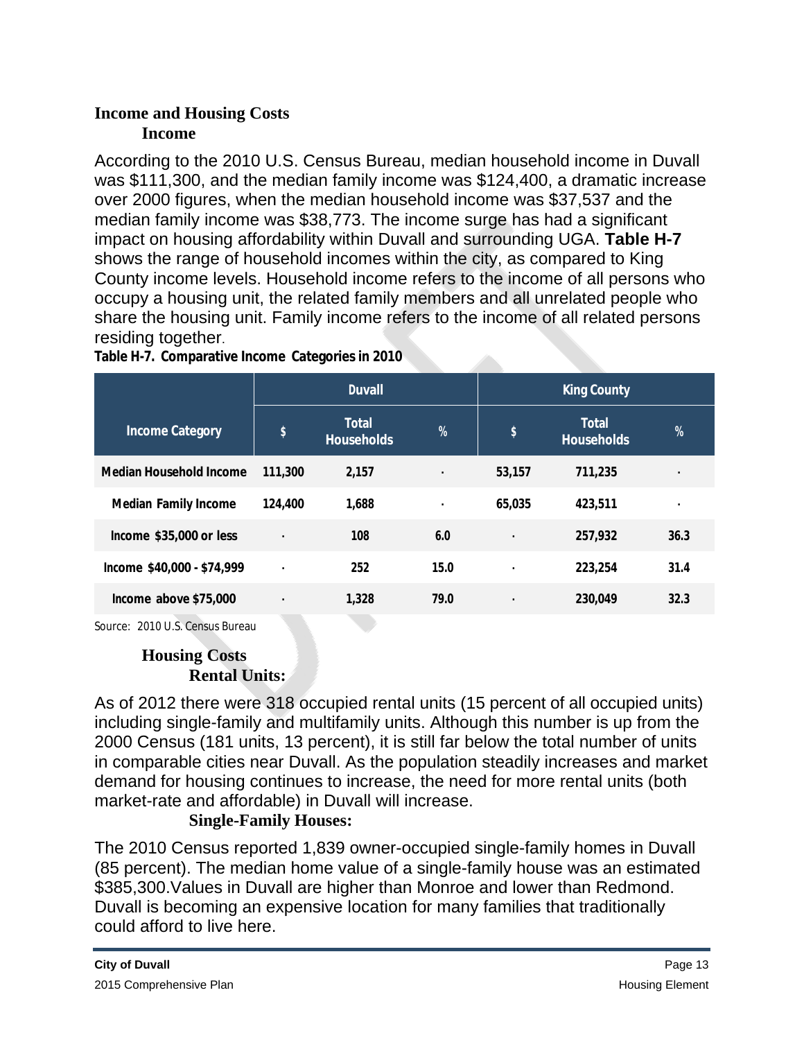## Income and Housing Costs

### Income

According to the 2010 U.S. Census Bureau, median household income in Duvall was $111,300, and the median family income was $124,400, a dramatic increase over 2000 figures, when the median household income was $37,537 and the median family income was $38,773. The income surge has had a significant impact on housing affordability within Duvall and surrounding UGA. **Table H-7** shows the range of household incomes within the city, as compared to King County income levels. Household income refers to the income of all persons who occupy a housing unit, the related family members and all unrelated people who share the housing unit. Family income refers to the income of all related persons residing together.

**Table H-7. Comparative Income Categories in 2010**

| | Duvall | | | King County | | |
|---|---|---|---|---|---|---|
| **Income Category** | **$** | **Total Households** | **%** | **$** | **Total Households** | **%** |
| **Median Household Income** | 111,300 | 2,157 | · | 53,157 | 711,235 | · |
| **Median Family Income** | 124,400 | 1,688 | · | 65,035 | 423,511 | · |
| **Income $35,000 or less** | · | 108 | 6.0 | · | 257,932 | 36.3 |
| **Income $40,000 - $74,999** | · | 252 | 15.0 | · | 223,254 | 31.4 |
| **Income above $75,000** | · | 1,328 | 79.0 | · | 230,049 | 32.3 |

Source: 2010 U.S. Census Bureau

### Housing Costs

#### Rental Units:

As of 2012 there were 318 occupied rental units (15 percent of all occupied units) including single-family and multifamily units. Although this number is up from the 2000 Census (181 units, 13 percent), it is still far below the total number of units in comparable cities near Duvall. As the population steadily increases and market demand for housing continues to increase, the need for more rental units (both market-rate and affordable) in Duvall will increase.

#### Single-Family Houses:

The 2010 Census reported 1,839 owner-occupied single-family homes in Duvall (85 percent). The median home value of a single-family house was an estimated $385,300.Values in Duvall are higher than Monroe and lower than Redmond. Duvall is becoming an expensive location for many families that traditionally could afford to live here.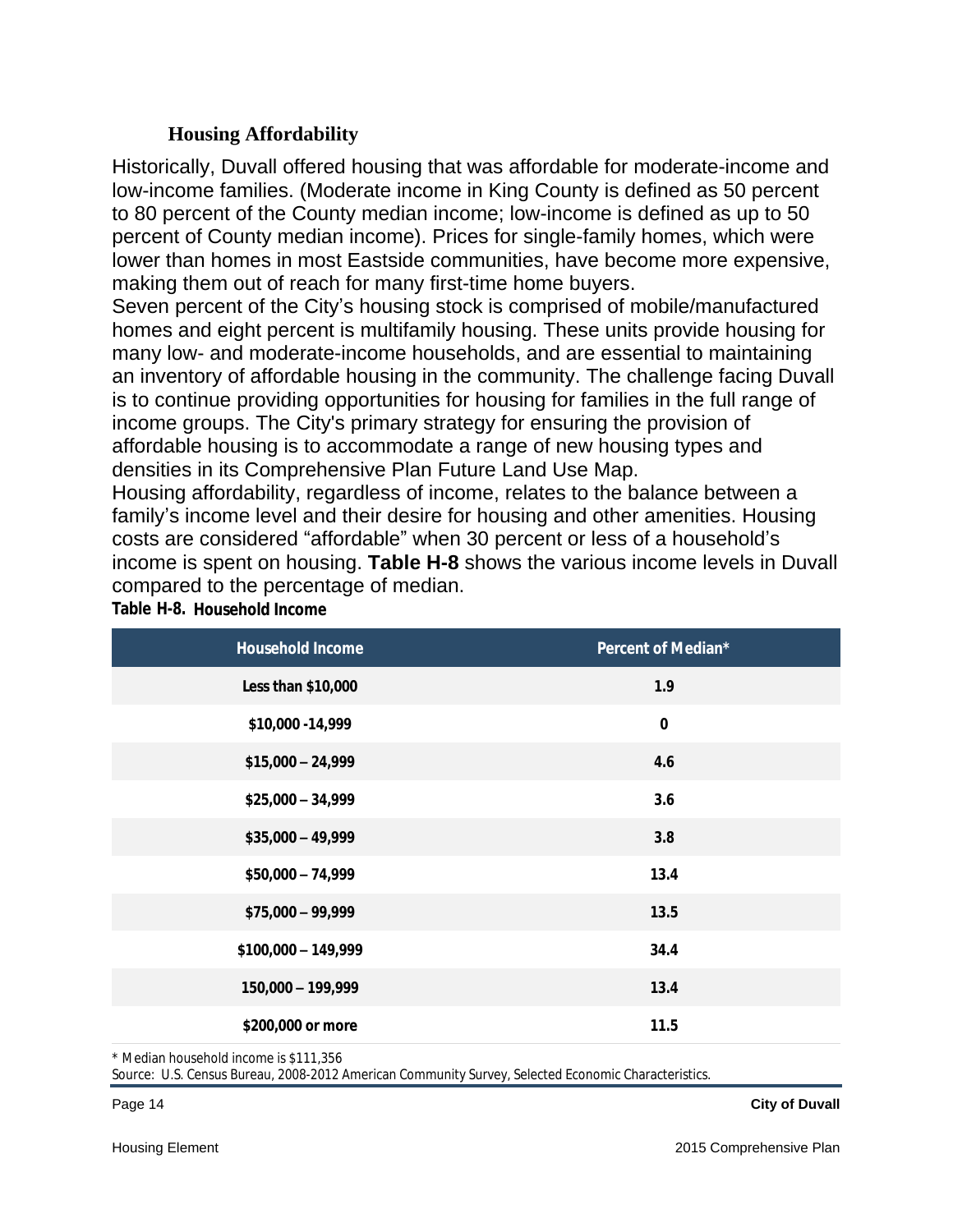### Housing Affordability

Historically, Duvall offered housing that was affordable for moderate-income and low-income families. (Moderate income in King County is defined as 50 percent to 80 percent of the County median income; low-income is defined as up to 50 percent of County median income). Prices for single-family homes, which were lower than homes in most Eastside communities, have become more expensive, making them out of reach for many first-time home buyers.

Seven percent of the City's housing stock is comprised of mobile/manufactured homes and eight percent is multifamily housing. These units provide housing for many low- and moderate-income households, and are essential to maintaining an inventory of affordable housing in the community. The challenge facing Duvall is to continue providing opportunities for housing for families in the full range of income groups. The City's primary strategy for ensuring the provision of affordable housing is to accommodate a range of new housing types and densities in its Comprehensive Plan Future Land Use Map.

Housing affordability, regardless of income, relates to the balance between a family's income level and their desire for housing and other amenities. Housing costs are considered "affordable" when 30 percent or less of a household's income is spent on housing. **Table H-8** shows the various income levels in Duvall compared to the percentage of median.

**Table H-8. Household Income**

| Household Income | Percent of Median* |
| --- | --- |
| Less than $10,000 | 1.9 |
| $10,000 -14,999 | 0 |
| $15,000 – 24,999 | 4.6 |
| $25,000 – 34,999 | 3.6 |
| $35,000 – 49,999 | 3.8 |
| $50,000 – 74,999 | 13.4 |
| $75,000 – 99,999 | 13.5 |
| $100,000 – 149,999 | 34.4 |
| 150,000 – 199,999 | 13.4 |
| $200,000 or more | 11.5 |

\* Median household income is $111,356

Source: U.S. Census Bureau, 2008-2012 American Community Survey, Selected Economic Characteristics.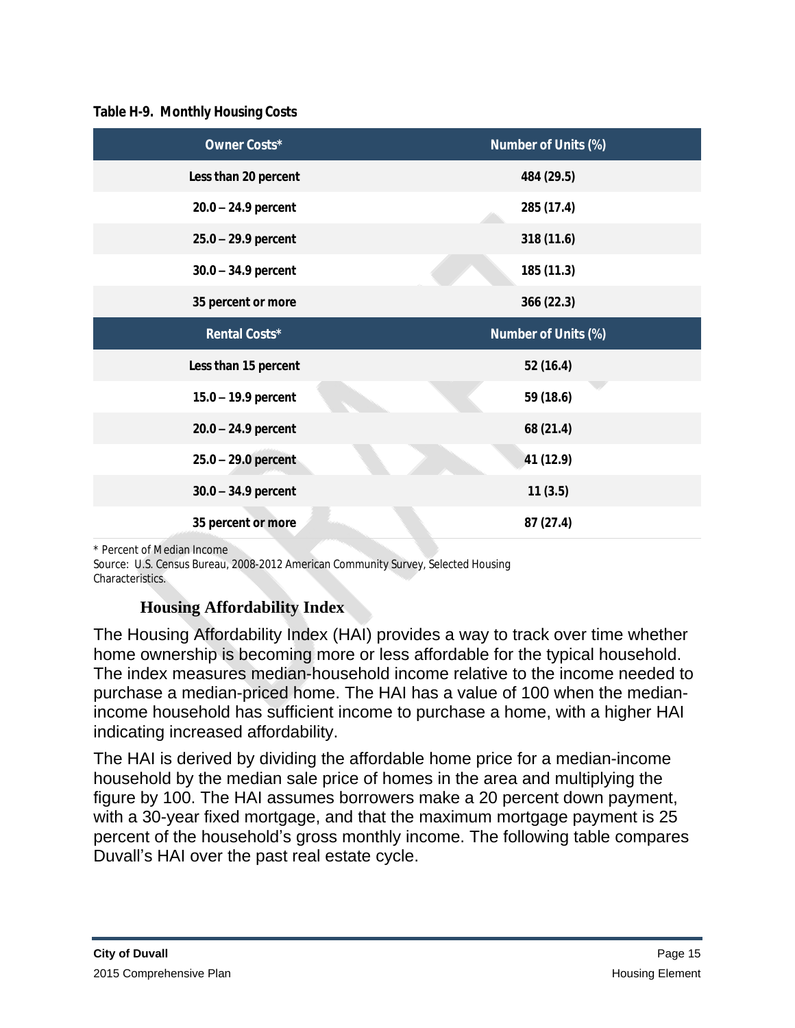**Table H-9. Monthly Housing Costs**

| Owner Costs* | Number of Units (%) |
|---|---|
| Less than 20 percent | 484 (29.5) |
| 20.0 – 24.9 percent | 285 (17.4) |
| 25.0 – 29.9 percent | 318 (11.6) |
| 30.0 – 34.9 percent | 185 (11.3) |
| 35 percent or more | 366 (22.3) |
| **Rental Costs*** | **Number of Units (%)** |
| Less than 15 percent | 52 (16.4) |
| 15.0 – 19.9 percent | 59 (18.6) |
| 20.0 – 24.9 percent | 68 (21.4) |
| 25.0 – 29.0 percent | 41 (12.9) |
| 30.0 – 34.9 percent | 11 (3.5) |
| 35 percent or more | 87 (27.4) |

* Percent of Median Income

Source: U.S. Census Bureau, 2008-2012 American Community Survey, Selected Housing Characteristics.

### Housing Affordability Index

The Housing Affordability Index (HAI) provides a way to track over time whether home ownership is becoming more or less affordable for the typical household. The index measures median-household income relative to the income needed to purchase a median-priced home. The HAI has a value of 100 when the median-income household has sufficient income to purchase a home, with a higher HAI indicating increased affordability.

The HAI is derived by dividing the affordable home price for a median-income household by the median sale price of homes in the area and multiplying the figure by 100. The HAI assumes borrowers make a 20 percent down payment, with a 30-year fixed mortgage, and that the maximum mortgage payment is 25 percent of the household's gross monthly income. The following table compares Duvall's HAI over the past real estate cycle.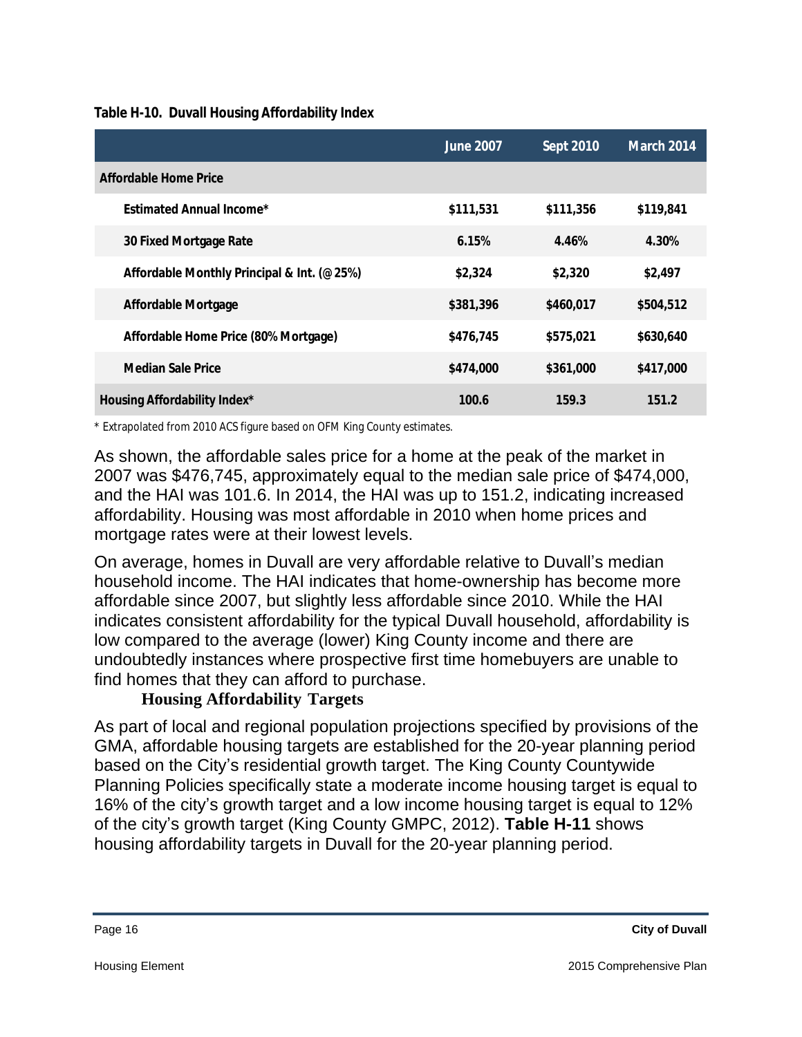**Table H-10. Duvall Housing Affordability Index**

| | June 2007 | Sept 2010 | March 2014 |
|---|---|---|---|
| **Affordable Home Price** | | | |
| Estimated Annual Income* | $111,531 | $111,356 | $119,841 |
| 30 Fixed Mortgage Rate | 6.15% | 4.46% | 4.30% |
| Affordable Monthly Principal & Int. (@25%) | $2,324 | $2,320 | $2,497 |
| Affordable Mortgage | $381,396 | $460,017 | $504,512 |
| Affordable Home Price (80% Mortgage) | $476,745 | $575,021 | $630,640 |
| Median Sale Price | $474,000 | $361,000 | $417,000 |
| **Housing Affordability Index*** | 100.6 | 159.3 | 151.2 |

* Extrapolated from 2010 ACS figure based on OFM King County estimates.

As shown, the affordable sales price for a home at the peak of the market in 2007 was $476,745, approximately equal to the median sale price of $474,000, and the HAI was 101.6. In 2014, the HAI was up to 151.2, indicating increased affordability. Housing was most affordable in 2010 when home prices and mortgage rates were at their lowest levels.

On average, homes in Duvall are very affordable relative to Duvall's median household income. The HAI indicates that home-ownership has become more affordable since 2007, but slightly less affordable since 2010. While the HAI indicates consistent affordability for the typical Duvall household, affordability is low compared to the average (lower) King County income and there are undoubtedly instances where prospective first time homebuyers are unable to find homes that they can afford to purchase.

### Housing Affordability Targets

As part of local and regional population projections specified by provisions of the GMA, affordable housing targets are established for the 20-year planning period based on the City's residential growth target. The King County Countywide Planning Policies specifically state a moderate income housing target is equal to 16% of the city's growth target and a low income housing target is equal to 12% of the city's growth target (King County GMPC, 2012). **Table H-11** shows housing affordability targets in Duvall for the 20-year planning period.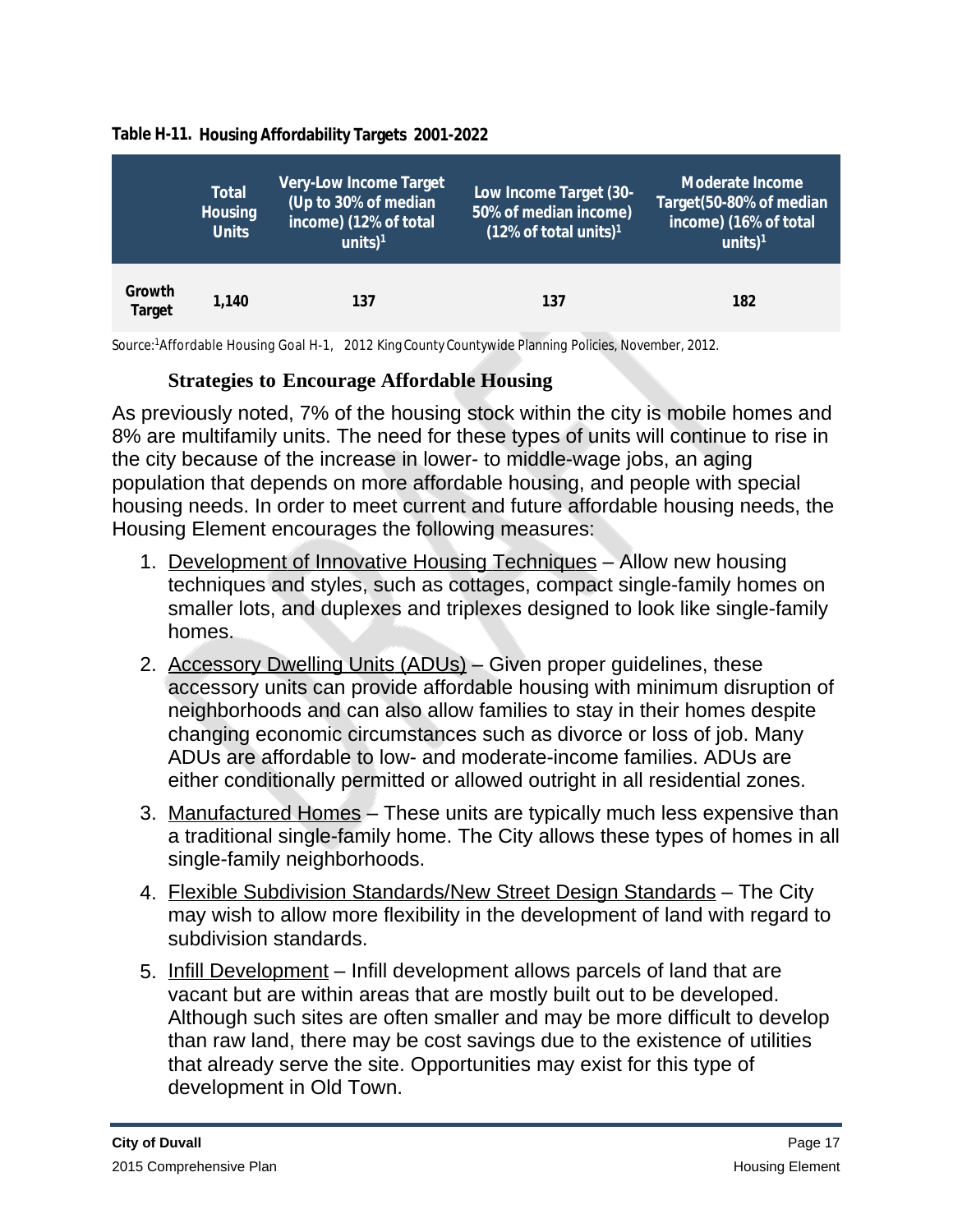**Table H-11. Housing Affordability Targets 2001-2022**

| | Total Housing Units | Very-Low Income Target (Up to 30% of median income) (12% of total units)[1] | Low Income Target (30-50% of median income) (12% of total units)[1] | Moderate Income Target(50-80% of median income) (16% of total units)[1] |
|---|---|---|---|---|
| Growth Target | 1,140 | 137 | 137 | 182 |

Source:[1]Affordable Housing Goal H-1, 2012 King County Countywide Planning Policies, November, 2012.

### Strategies to Encourage Affordable Housing

As previously noted, 7% of the housing stock within the city is mobile homes and 8% are multifamily units. The need for these types of units will continue to rise in the city because of the increase in lower- to middle-wage jobs, an aging population that depends on more affordable housing, and people with special housing needs. In order to meet current and future affordable housing needs, the Housing Element encourages the following measures:

1. Development of Innovative Housing Techniques – Allow new housing techniques and styles, such as cottages, compact single-family homes on smaller lots, and duplexes and triplexes designed to look like single-family homes.
2. Accessory Dwelling Units (ADUs) – Given proper guidelines, these accessory units can provide affordable housing with minimum disruption of neighborhoods and can also allow families to stay in their homes despite changing economic circumstances such as divorce or loss of job. Many ADUs are affordable to low- and moderate-income families. ADUs are either conditionally permitted or allowed outright in all residential zones.
3. Manufactured Homes – These units are typically much less expensive than a traditional single-family home. The City allows these types of homes in all single-family neighborhoods.
4. Flexible Subdivision Standards/New Street Design Standards – The City may wish to allow more flexibility in the development of land with regard to subdivision standards.
5. Infill Development – Infill development allows parcels of land that are vacant but are within areas that are mostly built out to be developed. Although such sites are often smaller and may be more difficult to develop than raw land, there may be cost savings due to the existence of utilities that already serve the site. Opportunities may exist for this type of development in Old Town.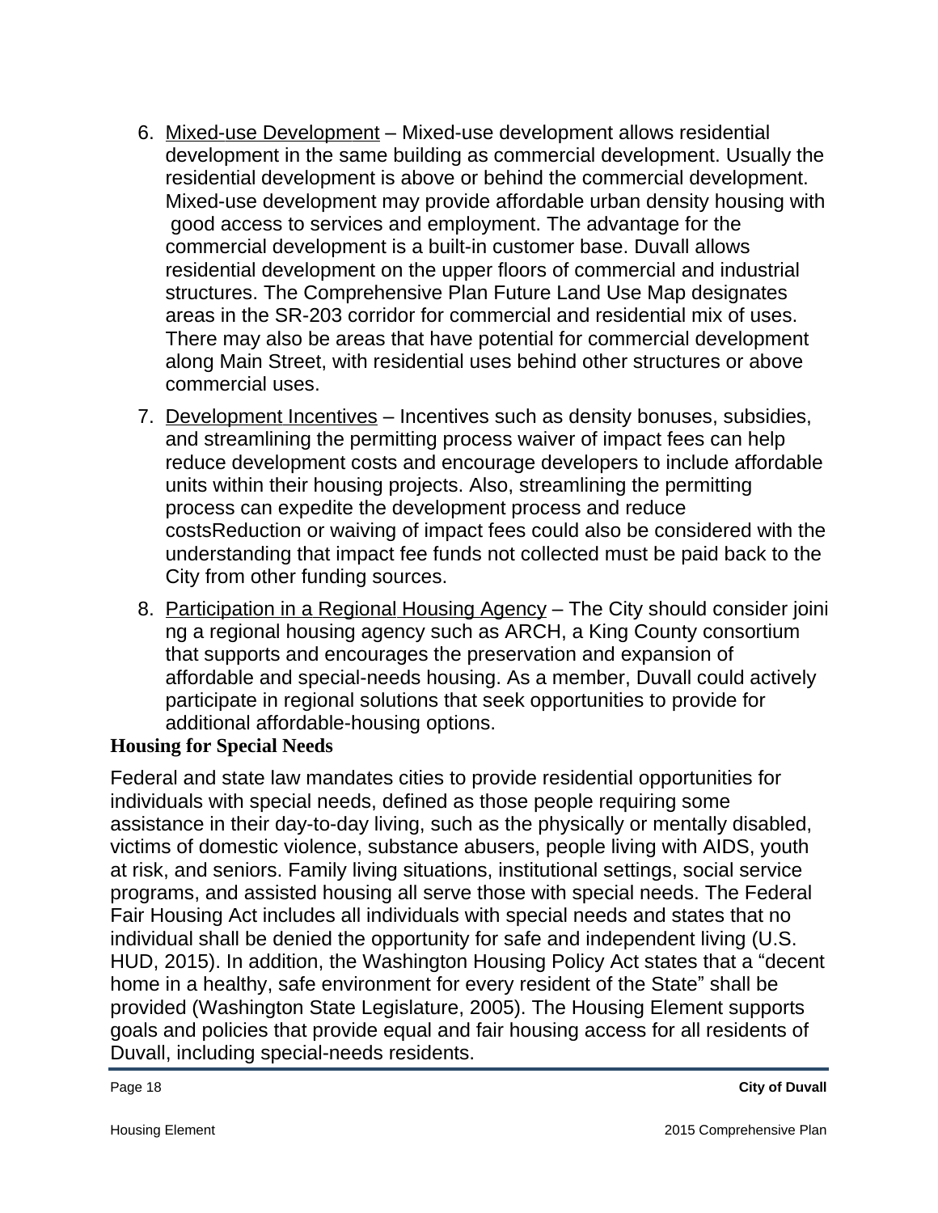6. Mixed-use Development – Mixed-use development allows residential development in the same building as commercial development. Usually the residential development is above or behind the commercial development. Mixed-use development may provide affordable urban density housing with good access to services and employment. The advantage for the commercial development is a built-in customer base. Duvall allows residential development on the upper floors of commercial and industrial structures. The Comprehensive Plan Future Land Use Map designates areas in the SR-203 corridor for commercial and residential mix of uses. There may also be areas that have potential for commercial development along Main Street, with residential uses behind other structures or above commercial uses.
7. Development Incentives – Incentives such as density bonuses, subsidies, and streamlining the permitting process waiver of impact fees can help reduce development costs and encourage developers to include affordable units within their housing projects. Also, streamlining the permitting process can expedite the development process and reduce costsReduction or waiving of impact fees could also be considered with the understanding that impact fee funds not collected must be paid back to the City from other funding sources.
8. Participation in a Regional Housing Agency – The City should consider joining a regional housing agency such as ARCH, a King County consortium that supports and encourages the preservation and expansion of affordable and special-needs housing. As a member, Duvall could actively participate in regional solutions that seek opportunities to provide for additional affordable-housing options.

**Housing for Special Needs**

Federal and state law mandates cities to provide residential opportunities for individuals with special needs, defined as those people requiring some assistance in their day-to-day living, such as the physically or mentally disabled, victims of domestic violence, substance abusers, people living with AIDS, youth at risk, and seniors. Family living situations, institutional settings, social service programs, and assisted housing all serve those with special needs. The Federal Fair Housing Act includes all individuals with special needs and states that no individual shall be denied the opportunity for safe and independent living (U.S. HUD, 2015). In addition, the Washington Housing Policy Act states that a "decent home in a healthy, safe environment for every resident of the State" shall be provided (Washington State Legislature, 2005). The Housing Element supports goals and policies that provide equal and fair housing access for all residents of Duvall, including special-needs residents.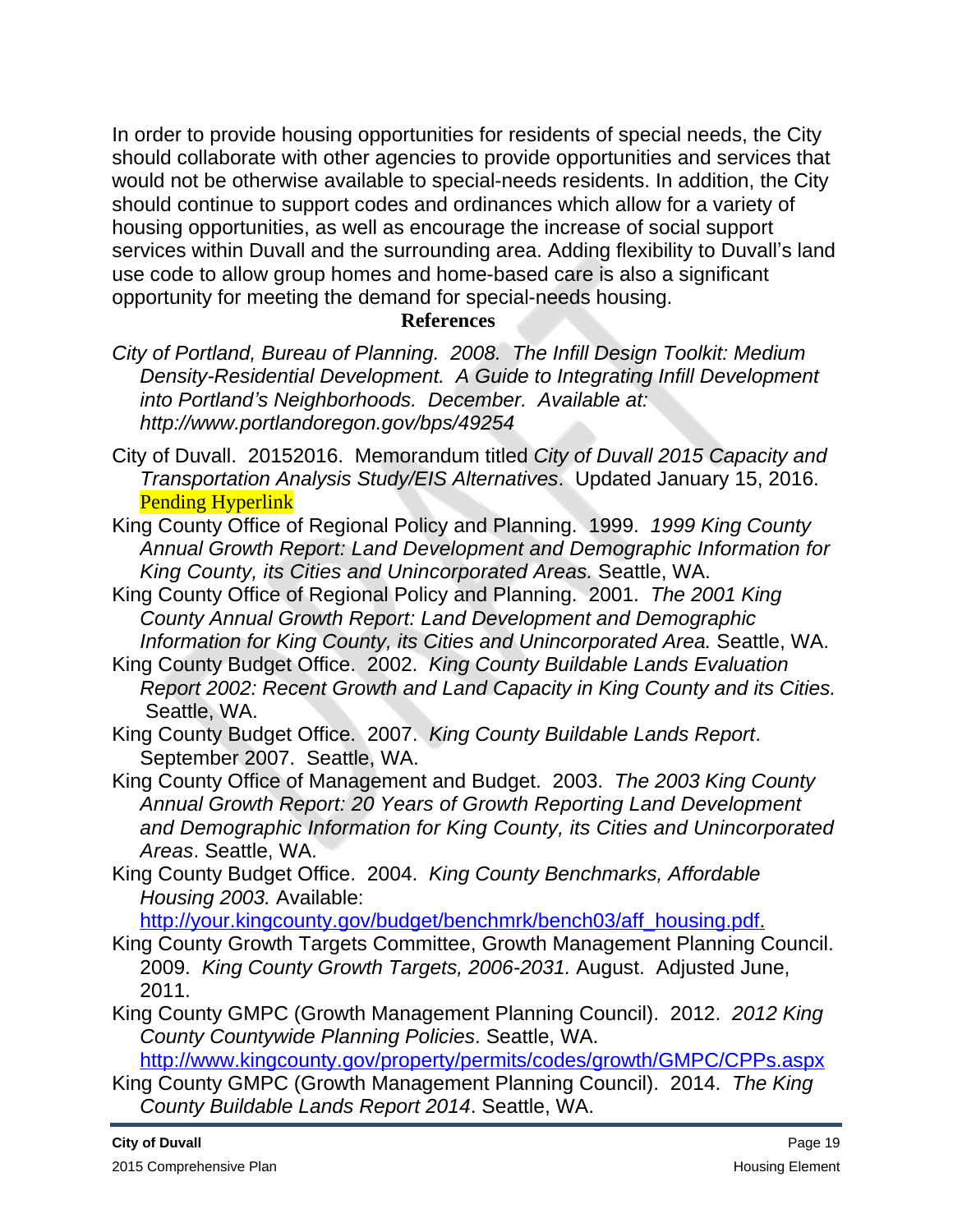In order to provide housing opportunities for residents of special needs, the City should collaborate with other agencies to provide opportunities and services that would not be otherwise available to special-needs residents. In addition, the City should continue to support codes and ordinances which allow for a variety of housing opportunities, as well as encourage the increase of social support services within Duvall and the surrounding area. Adding flexibility to Duvall's land use code to allow group homes and home-based care is also a significant opportunity for meeting the demand for special-needs housing.

## References

*City of Portland, Bureau of Planning. 2008. The Infill Design Toolkit: Medium Density-Residential Development. A Guide to Integrating Infill Development into Portland's Neighborhoods. December. Available at: http://www.portlandoregon.gov/bps/49254*

City of Duvall. 20152016. Memorandum titled *City of Duvall 2015 Capacity and Transportation Analysis Study/EIS Alternatives*. Updated January 15, 2016. Pending Hyperlink

King County Office of Regional Policy and Planning. 1999. *1999 King County Annual Growth Report: Land Development and Demographic Information for King County, its Cities and Unincorporated Areas.* Seattle, WA.

King County Office of Regional Policy and Planning. 2001. *The 2001 King County Annual Growth Report: Land Development and Demographic Information for King County, its Cities and Unincorporated Area.* Seattle, WA.

King County Budget Office. 2002. *King County Buildable Lands Evaluation Report 2002: Recent Growth and Land Capacity in King County and its Cities.* Seattle, WA.

King County Budget Office. 2007. *King County Buildable Lands Report*. September 2007. Seattle, WA.

King County Office of Management and Budget. 2003. *The 2003 King County Annual Growth Report: 20 Years of Growth Reporting Land Development and Demographic Information for King County, its Cities and Unincorporated Areas*. Seattle, WA.

King County Budget Office. 2004. *King County Benchmarks, Affordable Housing 2003.* Available: http://your.kingcounty.gov/budget/benchmrk/bench03/aff_housing.pdf.

King County Growth Targets Committee, Growth Management Planning Council. 2009. *King County Growth Targets, 2006-2031.* August. Adjusted June, 2011.

King County GMPC (Growth Management Planning Council). 2012. *2012 King County Countywide Planning Policies*. Seattle, WA. http://www.kingcounty.gov/property/permits/codes/growth/GMPC/CPPs.aspx

King County GMPC (Growth Management Planning Council). 2014. *The King County Buildable Lands Report 2014*. Seattle, WA.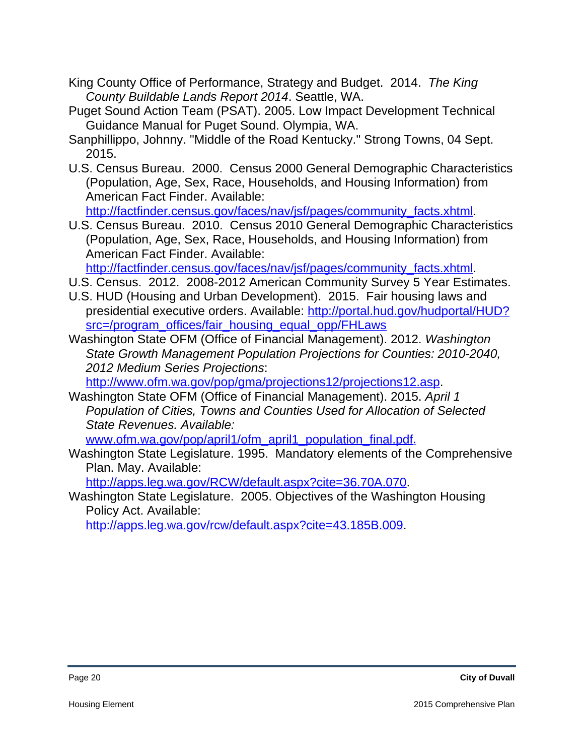King County Office of Performance, Strategy and Budget. 2014. *The King County Buildable Lands Report 2014*. Seattle, WA.

Puget Sound Action Team (PSAT). 2005. Low Impact Development Technical Guidance Manual for Puget Sound. Olympia, WA.

Sanphillippo, Johnny. "Middle of the Road Kentucky." Strong Towns, 04 Sept. 2015.

U.S. Census Bureau. 2000. Census 2000 General Demographic Characteristics (Population, Age, Sex, Race, Households, and Housing Information) from American Fact Finder. Available: http://factfinder.census.gov/faces/nav/jsf/pages/community_facts.xhtml.

U.S. Census Bureau. 2010. Census 2010 General Demographic Characteristics (Population, Age, Sex, Race, Households, and Housing Information) from American Fact Finder. Available: http://factfinder.census.gov/faces/nav/jsf/pages/community_facts.xhtml.

U.S. Census. 2012. 2008-2012 American Community Survey 5 Year Estimates.

U.S. HUD (Housing and Urban Development). 2015. Fair housing laws and presidential executive orders. Available: http://portal.hud.gov/hudportal/HUD?src=/program_offices/fair_housing_equal_opp/FHLaws

Washington State OFM (Office of Financial Management). 2012. *Washington State Growth Management Population Projections for Counties: 2010-2040, 2012 Medium Series Projections*: http://www.ofm.wa.gov/pop/gma/projections12/projections12.asp.

Washington State OFM (Office of Financial Management). 2015. *April 1 Population of Cities, Towns and Counties Used for Allocation of Selected State Revenues. Available:* www.ofm.wa.gov/pop/april1/ofm_april1_population_final.pdf.

Washington State Legislature. 1995. Mandatory elements of the Comprehensive Plan. May. Available: http://apps.leg.wa.gov/RCW/default.aspx?cite=36.70A.070.

Washington State Legislature. 2005. Objectives of the Washington Housing Policy Act. Available: http://apps.leg.wa.gov/rcw/default.aspx?cite=43.185B.009.